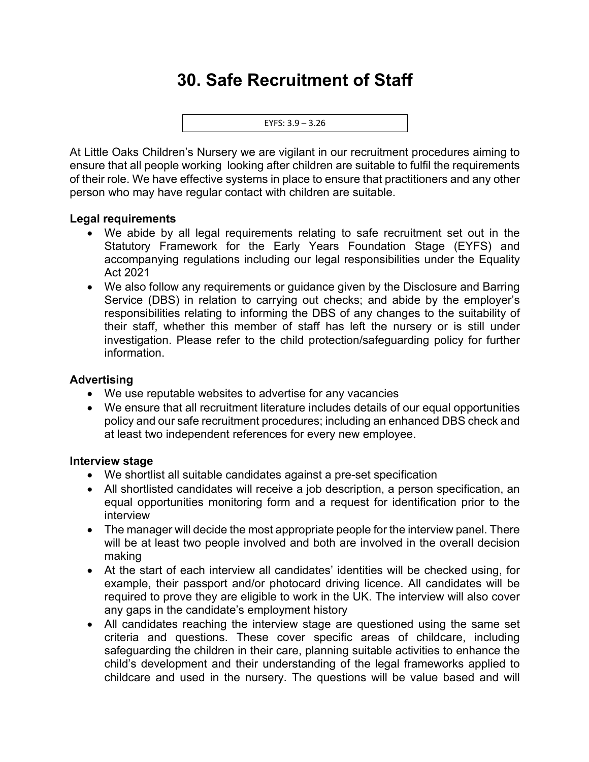# 30. Safe Recruitment of Staff

EYFS: 3.9 – 3.26

At Little Oaks Children's Nursery we are vigilant in our recruitment procedures aiming to ensure that all people working looking after children are suitable to fulfil the requirements of their role. We have effective systems in place to ensure that practitioners and any other person who may have regular contact with children are suitable.

**Legal requirements**

- We abide by all legal requirements relating to safe recruitment set out in the Statutory Framework for the Early Years Foundation Stage (EYFS) and accompanying regulations including our legal responsibilities under the Equality Act 2021
- We also follow any requirements or guidance given by the Disclosure and Barring Service (DBS) in relation to carrying out checks; and abide by the employer's responsibilities relating to informing the DBS of any changes to the suitability of their staff, whether this member of staff has left the nursery or is still under investigation. Please refer to the child protection/safeguarding policy for further information.

**Advertising**

- We use reputable websites to advertise for any vacancies
- We ensure that all recruitment literature includes details of our equal opportunities policy and our safe recruitment procedures; including an enhanced DBS check and at least two independent references for every new employee.

**Interview stage**

- We shortlist all suitable candidates against a pre-set specification
- All shortlisted candidates will receive a job description, a person specification, an equal opportunities monitoring form and a request for identification prior to the interview
- The manager will decide the most appropriate people for the interview panel. There will be at least two people involved and both are involved in the overall decision making
- At the start of each interview all candidates' identities will be checked using, for example, their passport and/or photocard driving licence. All candidates will be required to prove they are eligible to work in the UK. The interview will also cover any gaps in the candidate's employment history
- All candidates reaching the interview stage are questioned using the same set criteria and questions. These cover specific areas of childcare, including safeguarding the children in their care, planning suitable activities to enhance the child's development and their understanding of the legal frameworks applied to childcare and used in the nursery. The questions will be value based and will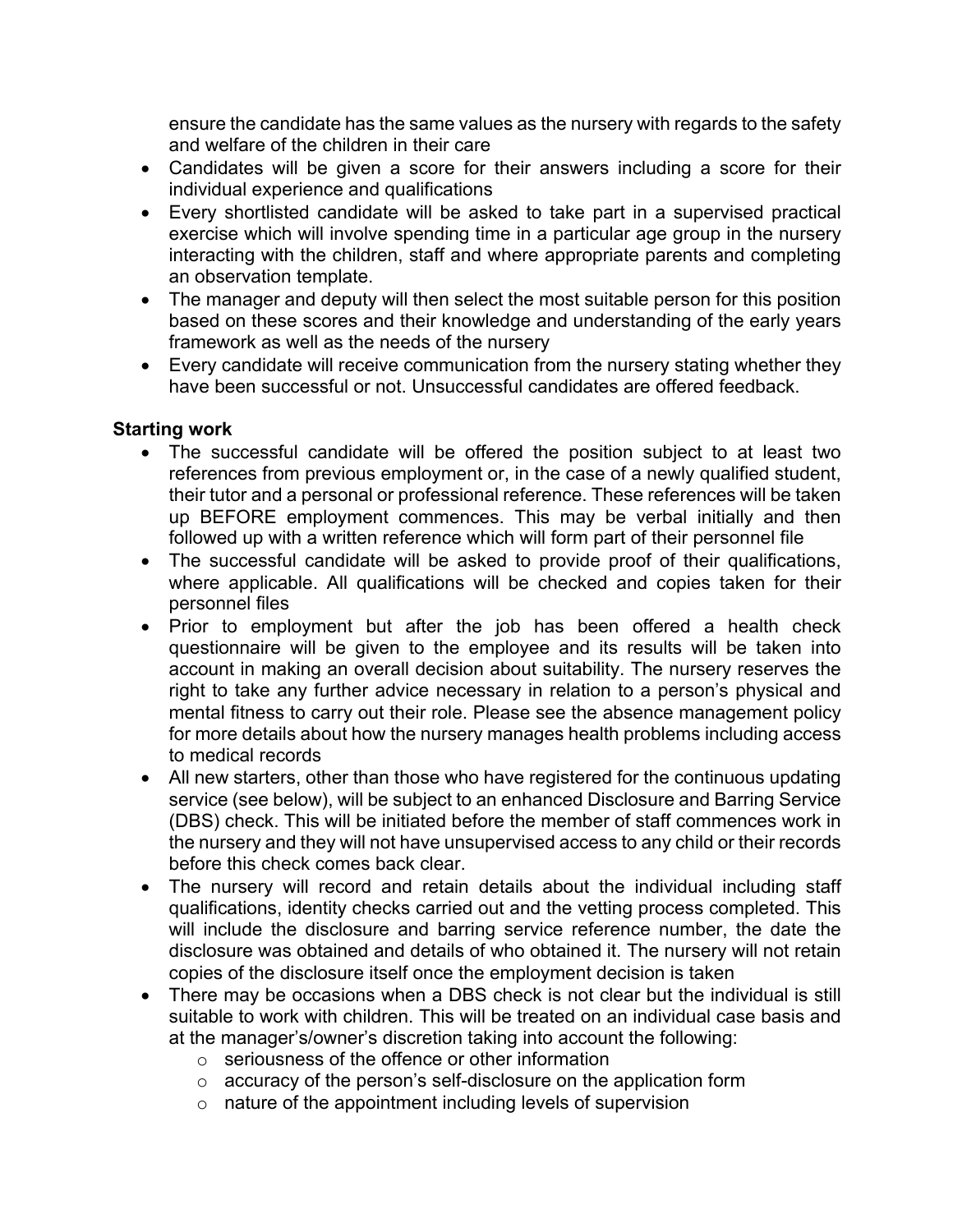ensure the candidate has the same values as the nursery with regards to the safety and welfare of the children in their care

- Candidates will be given a score for their answers including a score for their individual experience and qualifications
- Every shortlisted candidate will be asked to take part in a supervised practical exercise which will involve spending time in a particular age group in the nursery interacting with the children, staff and where appropriate parents and completing an observation template.
- The manager and deputy will then select the most suitable person for this position based on these scores and their knowledge and understanding of the early years framework as well as the needs of the nursery
- Every candidate will receive communication from the nursery stating whether they have been successful or not. Unsuccessful candidates are offered feedback.

**Starting work**

- The successful candidate will be offered the position subject to at least two references from previous employment or, in the case of a newly qualified student, their tutor and a personal or professional reference. These references will be taken up BEFORE employment commences. This may be verbal initially and then followed up with a written reference which will form part of their personnel file
- The successful candidate will be asked to provide proof of their qualifications, where applicable. All qualifications will be checked and copies taken for their personnel files
- Prior to employment but after the job has been offered a health check questionnaire will be given to the employee and its results will be taken into account in making an overall decision about suitability. The nursery reserves the right to take any further advice necessary in relation to a person's physical and mental fitness to carry out their role. Please see the absence management policy for more details about how the nursery manages health problems including access to medical records
- All new starters, other than those who have registered for the continuous updating service (see below), will be subject to an enhanced Disclosure and Barring Service (DBS) check. This will be initiated before the member of staff commences work in the nursery and they will not have unsupervised access to any child or their records before this check comes back clear.
- The nursery will record and retain details about the individual including staff qualifications, identity checks carried out and the vetting process completed. This will include the disclosure and barring service reference number, the date the disclosure was obtained and details of who obtained it. The nursery will not retain copies of the disclosure itself once the employment decision is taken
- There may be occasions when a DBS check is not clear but the individual is still suitable to work with children. This will be treated on an individual case basis and at the manager's/owner's discretion taking into account the following:
    - seriousness of the offence or other information
    - accuracy of the person's self-disclosure on the application form
    - nature of the appointment including levels of supervision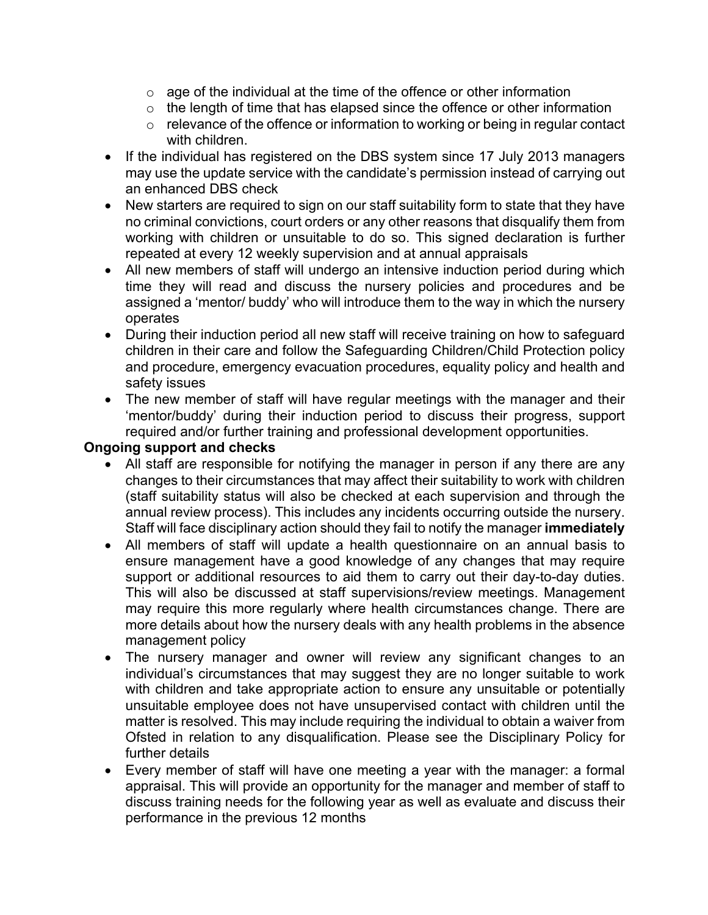- age of the individual at the time of the offence or other information
  - the length of time that has elapsed since the offence or other information
  - relevance of the offence or information to working or being in regular contact with children.
- If the individual has registered on the DBS system since 17 July 2013 managers may use the update service with the candidate's permission instead of carrying out an enhanced DBS check
- New starters are required to sign on our staff suitability form to state that they have no criminal convictions, court orders or any other reasons that disqualify them from working with children or unsuitable to do so. This signed declaration is further repeated at every 12 weekly supervision and at annual appraisals
- All new members of staff will undergo an intensive induction period during which time they will read and discuss the nursery policies and procedures and be assigned a 'mentor/ buddy' who will introduce them to the way in which the nursery operates
- During their induction period all new staff will receive training on how to safeguard children in their care and follow the Safeguarding Children/Child Protection policy and procedure, emergency evacuation procedures, equality policy and health and safety issues
- The new member of staff will have regular meetings with the manager and their 'mentor/buddy' during their induction period to discuss their progress, support required and/or further training and professional development opportunities.

**Ongoing support and checks**

- All staff are responsible for notifying the manager in person if any there are any changes to their circumstances that may affect their suitability to work with children (staff suitability status will also be checked at each supervision and through the annual review process). This includes any incidents occurring outside the nursery. Staff will face disciplinary action should they fail to notify the manager **immediately**
- All members of staff will update a health questionnaire on an annual basis to ensure management have a good knowledge of any changes that may require support or additional resources to aid them to carry out their day-to-day duties. This will also be discussed at staff supervisions/review meetings. Management may require this more regularly where health circumstances change. There are more details about how the nursery deals with any health problems in the absence management policy
- The nursery manager and owner will review any significant changes to an individual's circumstances that may suggest they are no longer suitable to work with children and take appropriate action to ensure any unsuitable or potentially unsuitable employee does not have unsupervised contact with children until the matter is resolved. This may include requiring the individual to obtain a waiver from Ofsted in relation to any disqualification. Please see the Disciplinary Policy for further details
- Every member of staff will have one meeting a year with the manager: a formal appraisal. This will provide an opportunity for the manager and member of staff to discuss training needs for the following year as well as evaluate and discuss their performance in the previous 12 months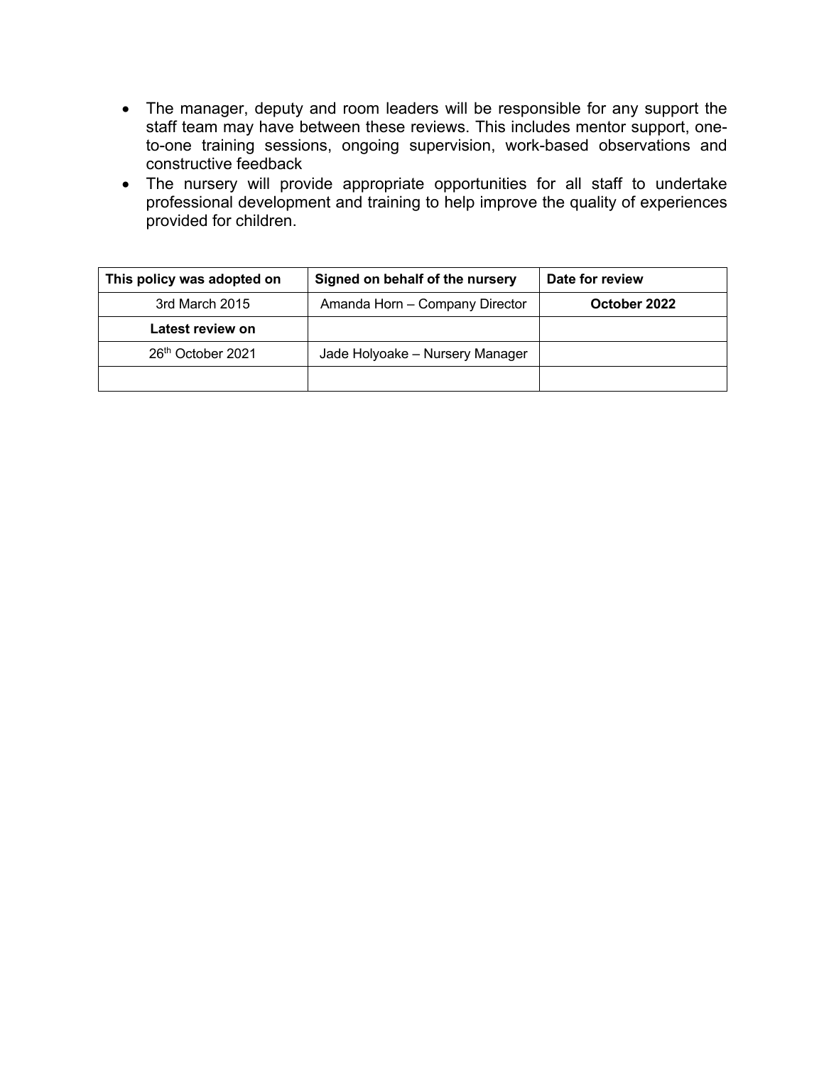- The manager, deputy and room leaders will be responsible for any support the staff team may have between these reviews. This includes mentor support, one-to-one training sessions, ongoing supervision, work-based observations and constructive feedback
- The nursery will provide appropriate opportunities for all staff to undertake professional development and training to help improve the quality of experiences provided for children.

| **This policy was adopted on** | **Signed on behalf of the nursery** | **Date for review** |
|---|---|---|
| 3rd March 2015 | Amanda Horn – Company Director | **October 2022** |
| **Latest review on** | | |
| 26th October 2021 | Jade Holyoake – Nursery Manager | |
| | | |